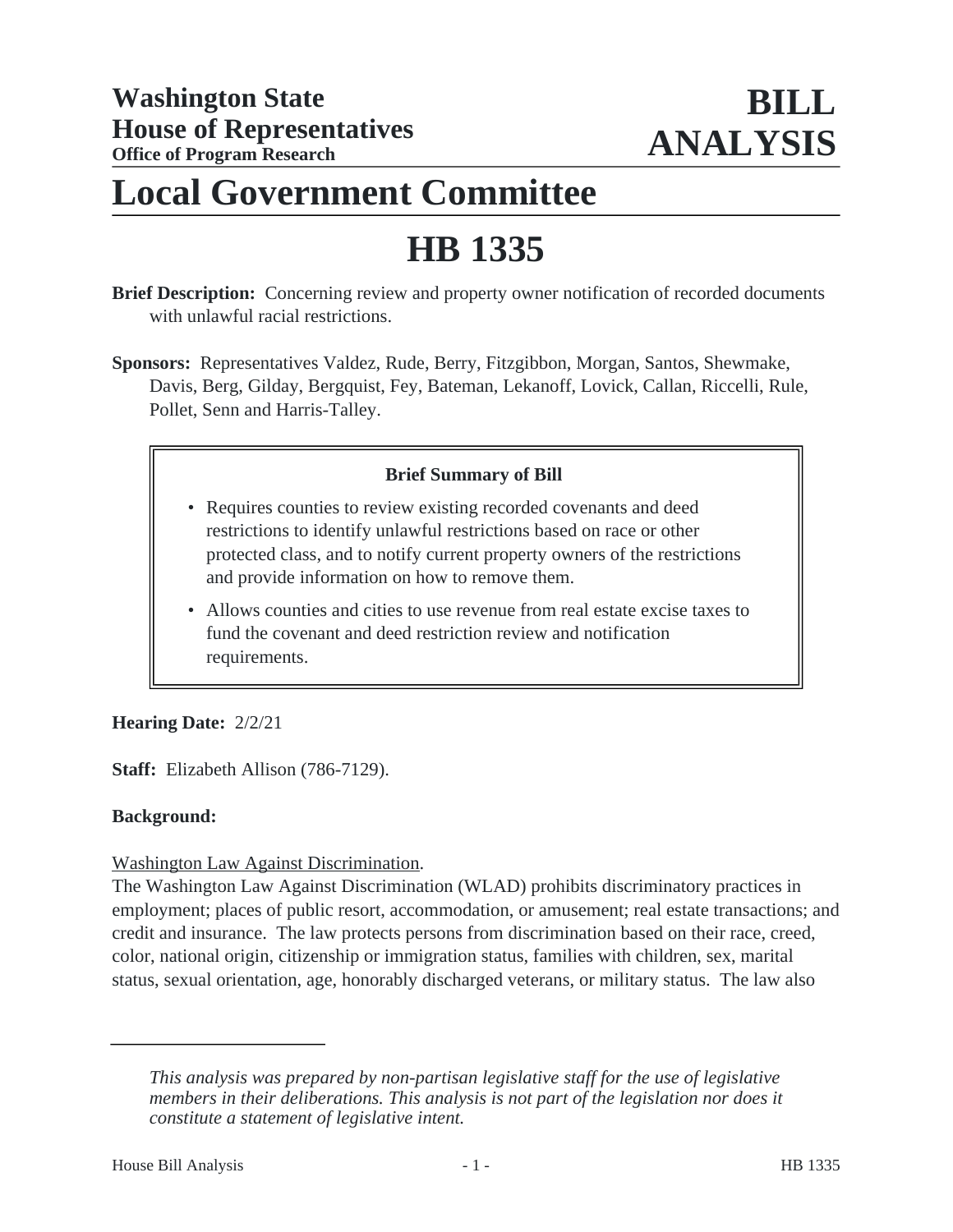**Washington State House of Representatives**
**Office of Program Research**

# BILL ANALYSIS

# Local Government Committee

# HB 1335

**Brief Description:** Concerning review and property owner notification of recorded documents with unlawful racial restrictions.

**Sponsors:** Representatives Valdez, Rude, Berry, Fitzgibbon, Morgan, Santos, Shewmake, Davis, Berg, Gilday, Bergquist, Fey, Bateman, Lekanoff, Lovick, Callan, Riccelli, Rule, Pollet, Senn and Harris-Talley.

**Brief Summary of Bill**

- Requires counties to review existing recorded covenants and deed restrictions to identify unlawful restrictions based on race or other protected class, and to notify current property owners of the restrictions and provide information on how to remove them.
- Allows counties and cities to use revenue from real estate excise taxes to fund the covenant and deed restriction review and notification requirements.

**Hearing Date:** 2/2/21

**Staff:** Elizabeth Allison (786-7129).

**Background:**

Washington Law Against Discrimination.

The Washington Law Against Discrimination (WLAD) prohibits discriminatory practices in employment; places of public resort, accommodation, or amusement; real estate transactions; and credit and insurance. The law protects persons from discrimination based on their race, creed, color, national origin, citizenship or immigration status, families with children, sex, marital status, sexual orientation, age, honorably discharged veterans, or military status. The law also

---

*This analysis was prepared by non-partisan legislative staff for the use of legislative members in their deliberations. This analysis is not part of the legislation nor does it constitute a statement of legislative intent.*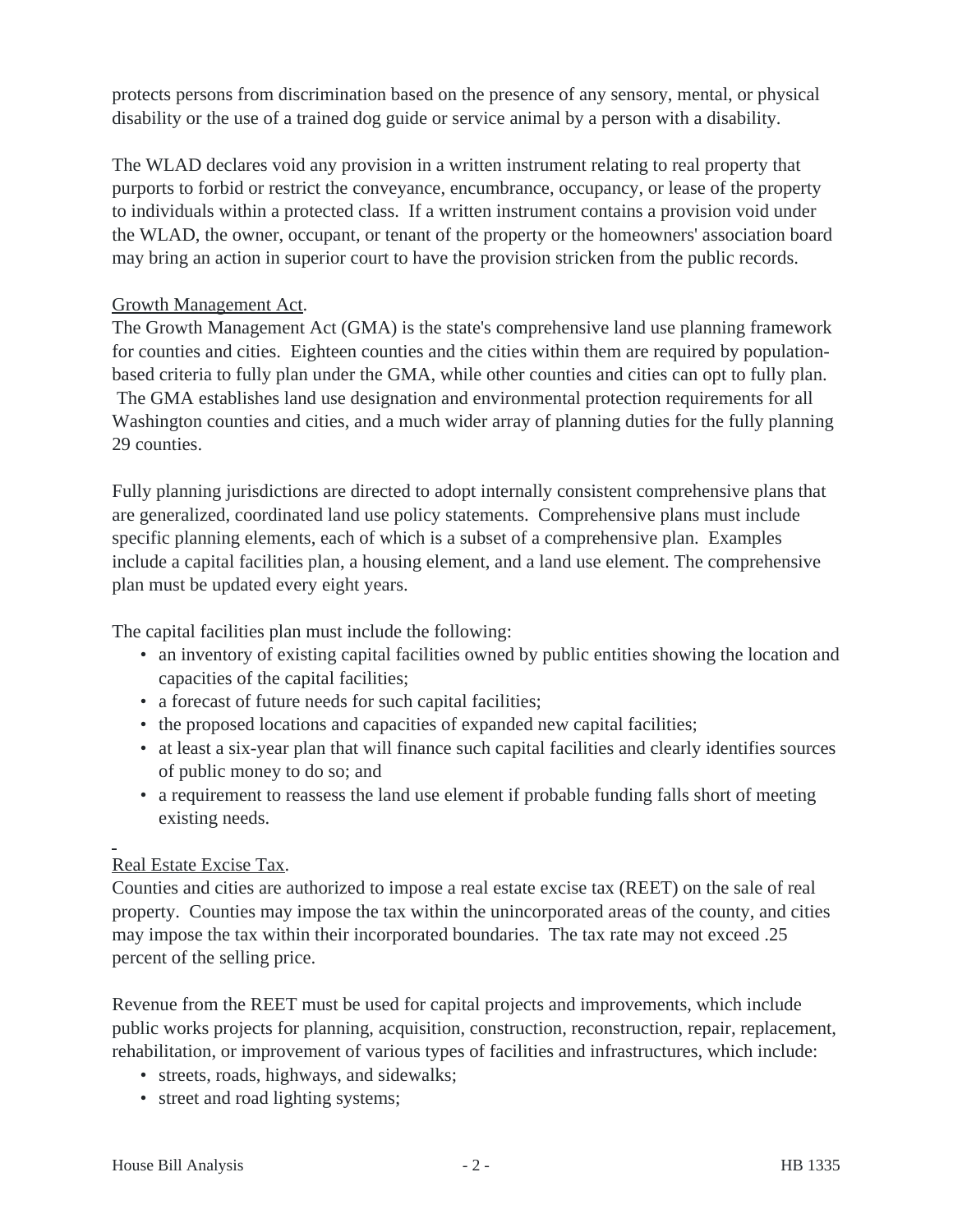protects persons from discrimination based on the presence of any sensory, mental, or physical disability or the use of a trained dog guide or service animal by a person with a disability.

The WLAD declares void any provision in a written instrument relating to real property that purports to forbid or restrict the conveyance, encumbrance, occupancy, or lease of the property to individuals within a protected class. If a written instrument contains a provision void under the WLAD, the owner, occupant, or tenant of the property or the homeowners' association board may bring an action in superior court to have the provision stricken from the public records.

Growth Management Act.

The Growth Management Act (GMA) is the state's comprehensive land use planning framework for counties and cities. Eighteen counties and the cities within them are required by population-based criteria to fully plan under the GMA, while other counties and cities can opt to fully plan. The GMA establishes land use designation and environmental protection requirements for all Washington counties and cities, and a much wider array of planning duties for the fully planning 29 counties.

Fully planning jurisdictions are directed to adopt internally consistent comprehensive plans that are generalized, coordinated land use policy statements. Comprehensive plans must include specific planning elements, each of which is a subset of a comprehensive plan. Examples include a capital facilities plan, a housing element, and a land use element. The comprehensive plan must be updated every eight years.

The capital facilities plan must include the following:

- an inventory of existing capital facilities owned by public entities showing the location and capacities of the capital facilities;
- a forecast of future needs for such capital facilities;
- the proposed locations and capacities of expanded new capital facilities;
- at least a six-year plan that will finance such capital facilities and clearly identifies sources of public money to do so; and
- a requirement to reassess the land use element if probable funding falls short of meeting existing needs.

Real Estate Excise Tax.

Counties and cities are authorized to impose a real estate excise tax (REET) on the sale of real property. Counties may impose the tax within the unincorporated areas of the county, and cities may impose the tax within their incorporated boundaries. The tax rate may not exceed .25 percent of the selling price.

Revenue from the REET must be used for capital projects and improvements, which include public works projects for planning, acquisition, construction, reconstruction, repair, replacement, rehabilitation, or improvement of various types of facilities and infrastructures, which include:

- streets, roads, highways, and sidewalks;
- street and road lighting systems;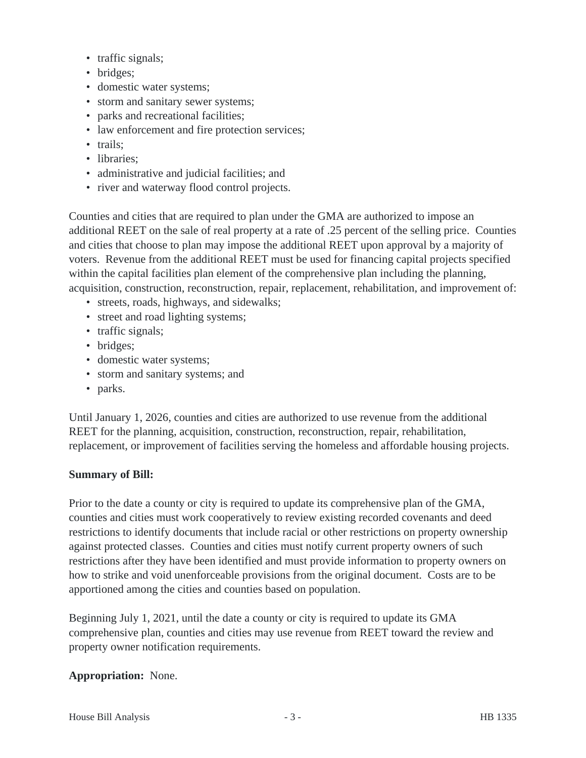- traffic signals;
- bridges;
- domestic water systems;
- storm and sanitary sewer systems;
- parks and recreational facilities;
- law enforcement and fire protection services;
- trails;
- libraries;
- administrative and judicial facilities; and
- river and waterway flood control projects.

Counties and cities that are required to plan under the GMA are authorized to impose an additional REET on the sale of real property at a rate of .25 percent of the selling price. Counties and cities that choose to plan may impose the additional REET upon approval by a majority of voters. Revenue from the additional REET must be used for financing capital projects specified within the capital facilities plan element of the comprehensive plan including the planning, acquisition, construction, reconstruction, repair, replacement, rehabilitation, and improvement of:

- streets, roads, highways, and sidewalks;
- street and road lighting systems;
- traffic signals;
- bridges;
- domestic water systems;
- storm and sanitary systems; and
- parks.

Until January 1, 2026, counties and cities are authorized to use revenue from the additional REET for the planning, acquisition, construction, reconstruction, repair, rehabilitation, replacement, or improvement of facilities serving the homeless and affordable housing projects.

**Summary of Bill:**

Prior to the date a county or city is required to update its comprehensive plan of the GMA, counties and cities must work cooperatively to review existing recorded covenants and deed restrictions to identify documents that include racial or other restrictions on property ownership against protected classes. Counties and cities must notify current property owners of such restrictions after they have been identified and must provide information to property owners on how to strike and void unenforceable provisions from the original document. Costs are to be apportioned among the cities and counties based on population.

Beginning July 1, 2021, until the date a county or city is required to update its GMA comprehensive plan, counties and cities may use revenue from REET toward the review and property owner notification requirements.

**Appropriation:** None.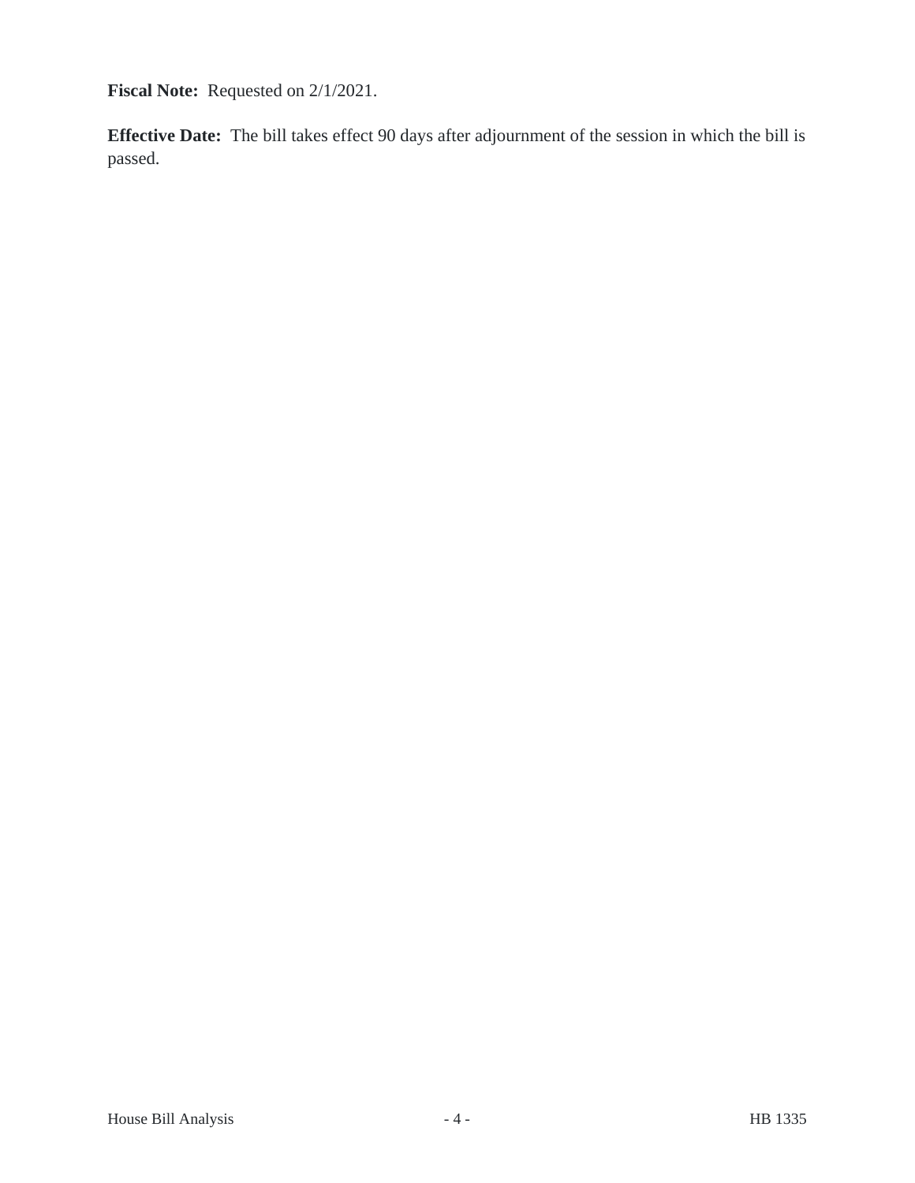**Fiscal Note:** Requested on 2/1/2021.

**Effective Date:** The bill takes effect 90 days after adjournment of the session in which the bill is passed.